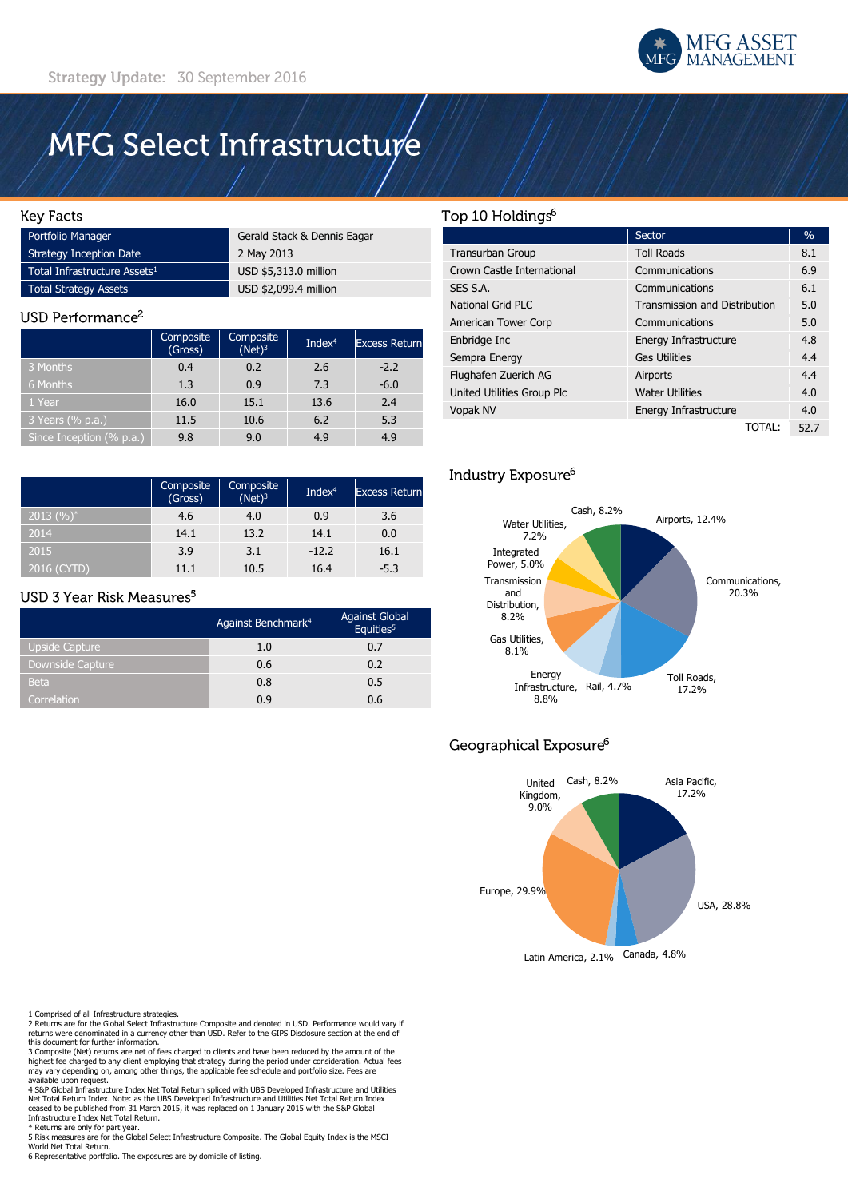Strategy Update: 30 September 2016

# MFG Select Infrastructure

## Key Facts

| | |
|---|---|
| Portfolio Manager | Gerald Stack & Dennis Eagar |
| Strategy Inception Date | 2 May 2013 |
| Total Infrastructure Assets[1] | USD $5,313.0 million |
| Total Strategy Assets | USD $2,099.4 million |

## USD Performance[2]

| | Composite (Gross) | Composite (Net)[3] | Index[4] | Excess Return |
|---|---|---|---|---|
| 3 Months | 0.4 | 0.2 | 2.6 | -2.2 |
| 6 Months | 1.3 | 0.9 | 7.3 | -6.0 |
| 1 Year | 16.0 | 15.1 | 13.6 | 2.4 |
| 3 Years (% p.a.) | 11.5 | 10.6 | 6.2 | 5.3 |
| Since Inception (% p.a.) | 9.8 | 9.0 | 4.9 | 4.9 |

| | Composite (Gross) | Composite (Net)[3] | Index[4] | Excess Return |
|---|---|---|---|---|
| 2013 (%)* | 4.6 | 4.0 | 0.9 | 3.6 |
| 2014 | 14.1 | 13.2 | 14.1 | 0.0 |
| 2015 | 3.9 | 3.1 | -12.2 | 16.1 |
| 2016 (CYTD) | 11.1 | 10.5 | 16.4 | -5.3 |

## USD 3 Year Risk Measures[5]

| | Against Benchmark[4] | Against Global Equities[5] |
|---|---|---|
| Upside Capture | 1.0 | 0.7 |
| Downside Capture | 0.6 | 0.2 |
| Beta | 0.8 | 0.5 |
| Correlation | 0.9 | 0.6 |

## Top 10 Holdings[6]

| | Sector | % |
|---|---|---|
| Transurban Group | Toll Roads | 8.1 |
| Crown Castle International | Communications | 6.9 |
| SES S.A. | Communications | 6.1 |
| National Grid PLC | Transmission and Distribution | 5.0 |
| American Tower Corp | Communications | 5.0 |
| Enbridge Inc | Energy Infrastructure | 4.8 |
| Sempra Energy | Gas Utilities | 4.4 |
| Flughafen Zuerich AG | Airports | 4.4 |
| United Utilities Group Plc | Water Utilities | 4.0 |
| Vopak NV | Energy Infrastructure | 4.0 |
| | TOTAL: | 52.7 |

## Industry Exposure[6]

Airports, 12.4%; Communications, 20.3%; Toll Roads, 17.2%; Rail, 4.7%; Energy Infrastructure, 8.8%; Gas Utilities, 8.1%; Transmission and Distribution, 8.2%; Integrated Power, 5.0%; Water Utilities, 7.2%; Cash, 8.2%

## Geographical Exposure[6]

Asia Pacific, 17.2%; USA, 28.8%; Canada, 4.8%; Latin America, 2.1%; Europe, 29.9%; United Kingdom, 9.0%; Cash, 8.2%

1 Comprised of all Infrastructure strategies.
2 Returns are for the Global Select Infrastructure Composite and denoted in USD. Performance would vary if returns were denominated in a currency other than USD. Refer to the GIPS Disclosure section at the end of this document for further information.
3 Composite (Net) returns are net of fees charged to clients and have been reduced by the amount of the highest fee charged to any client employing that strategy during the period under consideration. Actual fees may vary depending on, among other things, the applicable fee schedule and portfolio size. Fees are available upon request.
4 S&P Global Infrastructure Index Net Total Return spliced with UBS Developed Infrastructure and Utilities Net Total Return Index. Note: as the UBS Developed Infrastructure and Utilities Net Total Return Index ceased to be published from 31 March 2015, it was replaced on 1 January 2015 with the S&P Global Infrastructure Index Net Total Return.
\* Returns are only for part year.
5 Risk measures are for the Global Select Infrastructure Composite. The Global Equity Index is the MSCI World Net Total Return.
6 Representative portfolio. The exposures are by domicile of listing.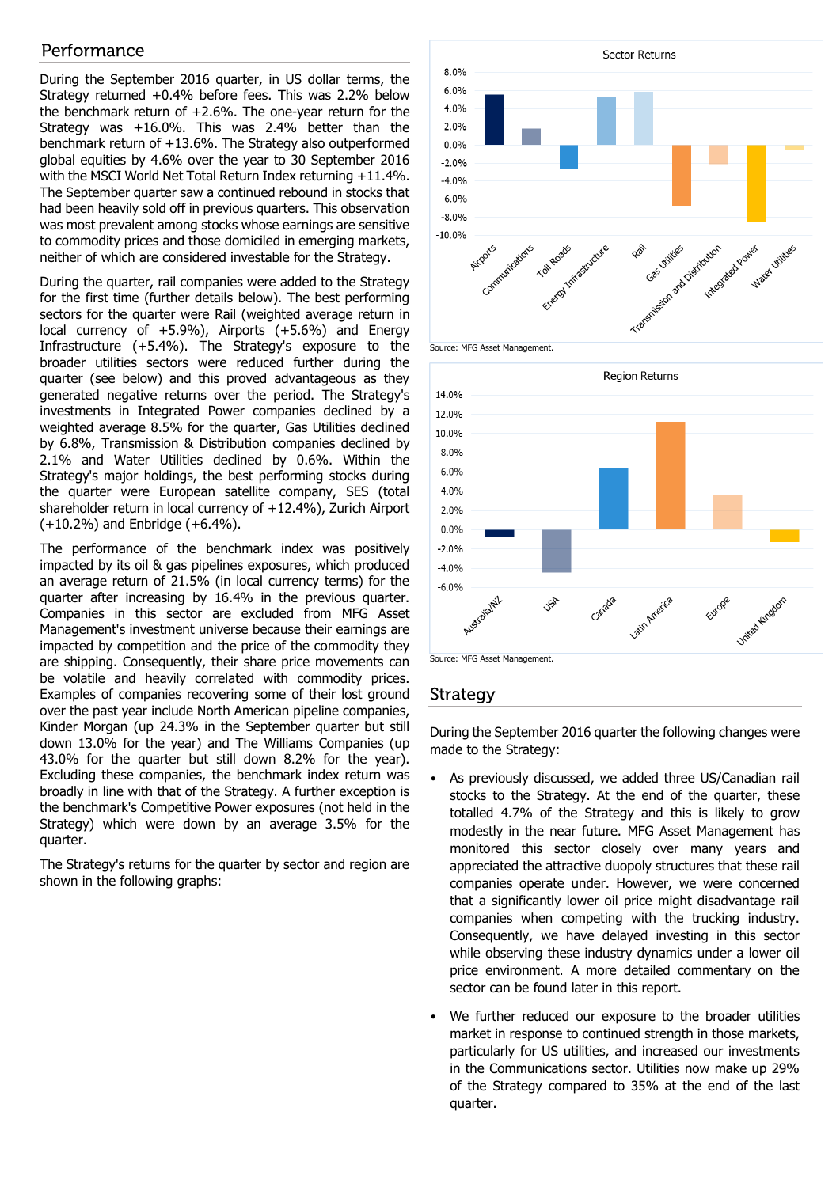## Performance

During the September 2016 quarter, in US dollar terms, the Strategy returned +0.4% before fees. This was 2.2% below the benchmark return of +2.6%. The one-year return for the Strategy was +16.0%. This was 2.4% better than the benchmark return of +13.6%. The Strategy also outperformed global equities by 4.6% over the year to 30 September 2016 with the MSCI World Net Total Return Index returning +11.4%. The September quarter saw a continued rebound in stocks that had been heavily sold off in previous quarters. This observation was most prevalent among stocks whose earnings are sensitive to commodity prices and those domiciled in emerging markets, neither of which are considered investable for the Strategy.

During the quarter, rail companies were added to the Strategy for the first time (further details below). The best performing sectors for the quarter were Rail (weighted average return in local currency of +5.9%), Airports (+5.6%) and Energy Infrastructure (+5.4%). The Strategy's exposure to the broader utilities sectors were reduced further during the quarter (see below) and this proved advantageous as they generated negative returns over the period. The Strategy's investments in Integrated Power companies declined by a weighted average 8.5% for the quarter, Gas Utilities declined by 6.8%, Transmission & Distribution companies declined by 2.1% and Water Utilities declined by 0.6%. Within the Strategy's major holdings, the best performing stocks during the quarter were European satellite company, SES (total shareholder return in local currency of +12.4%), Zurich Airport (+10.2%) and Enbridge (+6.4%).

The performance of the benchmark index was positively impacted by its oil & gas pipelines exposures, which produced an average return of 21.5% (in local currency terms) for the quarter after increasing by 16.4% in the previous quarter. Companies in this sector are excluded from MFG Asset Management's investment universe because their earnings are impacted by competition and the price of the commodity they are shipping. Consequently, their share price movements can be volatile and heavily correlated with commodity prices. Examples of companies recovering some of their lost ground over the past year include North American pipeline companies, Kinder Morgan (up 24.3% in the September quarter but still down 13.0% for the year) and The Williams Companies (up 43.0% for the quarter but still down 8.2% for the year). Excluding these companies, the benchmark index return was broadly in line with that of the Strategy. A further exception is the benchmark's Competitive Power exposures (not held in the Strategy) which were down by an average 3.5% for the quarter.

The Strategy's returns for the quarter by sector and region are shown in the following graphs:

**Sector Returns**

| Sector | Return |
|---|---|
| Airports | 5.6% |
| Communications | 1.8% |
| Toll Roads | -2.6% |
| Energy Infrastructure | 5.4% |
| Rail | 5.9% |
| Gas Utilities | -6.8% |
| Transmission and Distribution | -2.1% |
| Integrated Power | -8.5% |
| Water Utilities | -0.6% |

Source: MFG Asset Management.

**Region Returns**

| Region | Return (approx.) |
|---|---|
| Australia/NZ | -0.7% |
| USA | -4.4% |
| Canada | 6.4% |
| Latin America | 11.2% |
| Europe | 3.6% |
| United Kingdom | -1.3% |

Source: MFG Asset Management.

## Strategy

During the September 2016 quarter the following changes were made to the Strategy:

- As previously discussed, we added three US/Canadian rail stocks to the Strategy. At the end of the quarter, these totalled 4.7% of the Strategy and this is likely to grow modestly in the near future. MFG Asset Management has monitored this sector closely over many years and appreciated the attractive duopoly structures that these rail companies operate under. However, we were concerned that a significantly lower oil price might disadvantage rail companies when competing with the trucking industry. Consequently, we have delayed investing in this sector while observing these industry dynamics under a lower oil price environment. A more detailed commentary on the sector can be found later in this report.
- We further reduced our exposure to the broader utilities market in response to continued strength in those markets, particularly for US utilities, and increased our investments in the Communications sector. Utilities now make up 29% of the Strategy compared to 35% at the end of the last quarter.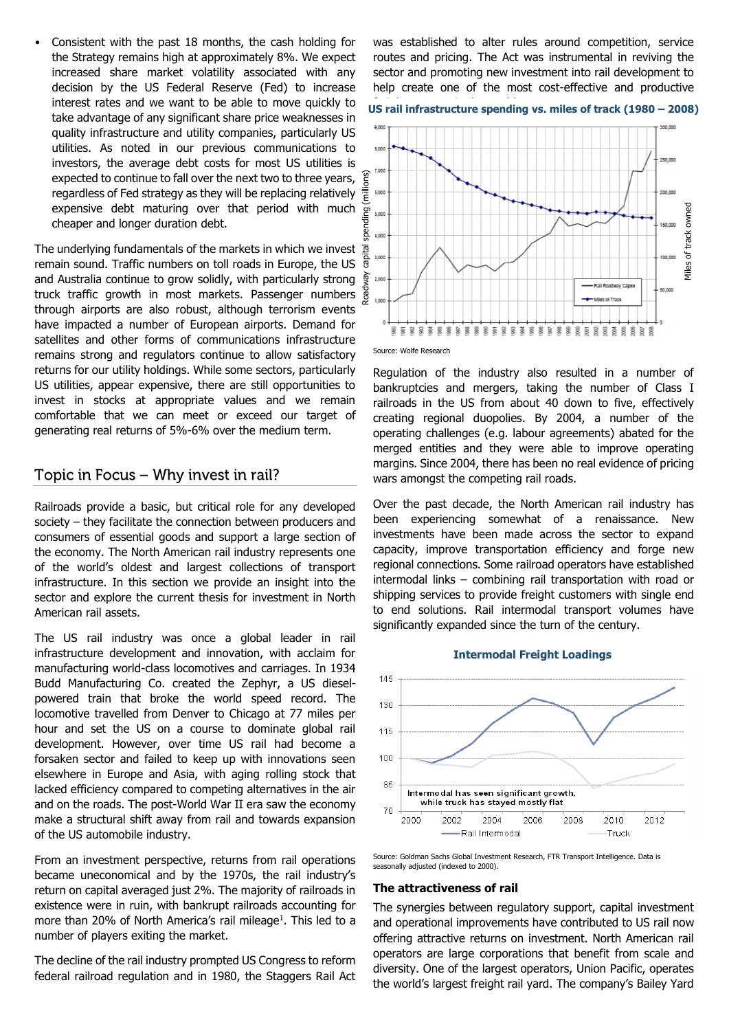- Consistent with the past 18 months, the cash holding for the Strategy remains high at approximately 8%. We expect increased share market volatility associated with any decision by the US Federal Reserve (Fed) to increase interest rates and we want to be able to move quickly to take advantage of any significant share price weaknesses in quality infrastructure and utility companies, particularly US utilities. As noted in our previous communications to investors, the average debt costs for most US utilities is expected to continue to fall over the next two to three years, regardless of Fed strategy as they will be replacing relatively expensive debt maturing over that period with much cheaper and longer duration debt.

The underlying fundamentals of the markets in which we invest remain sound. Traffic numbers on toll roads in Europe, the US and Australia continue to grow solidly, with particularly strong truck traffic growth in most markets. Passenger numbers through airports are also robust, although terrorism events have impacted a number of European airports. Demand for satellites and other forms of communications infrastructure remains strong and regulators continue to allow satisfactory returns for our utility holdings. While some sectors, particularly US utilities, appear expensive, there are still opportunities to invest in stocks at appropriate values and we remain comfortable that we can meet or exceed our target of generating real returns of 5%-6% over the medium term.

## Topic in Focus – Why invest in rail?

Railroads provide a basic, but critical role for any developed society – they facilitate the connection between producers and consumers of essential goods and support a large section of the economy. The North American rail industry represents one of the world's oldest and largest collections of transport infrastructure. In this section we provide an insight into the sector and explore the current thesis for investment in North American rail assets.

The US rail industry was once a global leader in rail infrastructure development and innovation, with acclaim for manufacturing world-class locomotives and carriages. In 1934 Budd Manufacturing Co. created the Zephyr, a US diesel-powered train that broke the world speed record. The locomotive travelled from Denver to Chicago at 77 miles per hour and set the US on a course to dominate global rail development. However, over time US rail had become a forsaken sector and failed to keep up with innovations seen elsewhere in Europe and Asia, with aging rolling stock that lacked efficiency compared to competing alternatives in the air and on the roads. The post-World War II era saw the economy make a structural shift away from rail and towards expansion of the US automobile industry.

From an investment perspective, returns from rail operations became uneconomical and by the 1970s, the rail industry's return on capital averaged just 2%. The majority of railroads in existence were in ruin, with bankrupt railroads accounting for more than 20% of North America's rail mileage[1]. This led to a number of players exiting the market.

The decline of the rail industry prompted US Congress to reform federal railroad regulation and in 1980, the Staggers Rail Act was established to alter rules around competition, service routes and pricing. The Act was instrumental in reviving the sector and promoting new investment into rail development to help create one of the most cost-effective and productive

**US rail infrastructure spending vs. miles of track (1980 – 2008)**

Source: Wolfe Research

Regulation of the industry also resulted in a number of bankruptcies and mergers, taking the number of Class I railroads in the US from about 40 down to five, effectively creating regional duopolies. By 2004, a number of the operating challenges (e.g. labour agreements) abated for the merged entities and they were able to improve operating margins. Since 2004, there has been no real evidence of pricing wars amongst the competing rail roads.

Over the past decade, the North American rail industry has been experiencing somewhat of a renaissance. New investments have been made across the sector to expand capacity, improve transportation efficiency and forge new regional connections. Some railroad operators have established intermodal links – combining rail transportation with road or shipping services to provide freight customers with single end to end solutions. Rail intermodal transport volumes have significantly expanded since the turn of the century.

**Intermodal Freight Loadings**

Source: Goldman Sachs Global Investment Research, FTR Transport Intelligence. Data is seasonally adjusted (indexed to 2000).

### The attractiveness of rail

The synergies between regulatory support, capital investment and operational improvements have contributed to US rail now offering attractive returns on investment. North American rail operators are large corporations that benefit from scale and diversity. One of the largest operators, Union Pacific, operates the world's largest freight rail yard. The company's Bailey Yard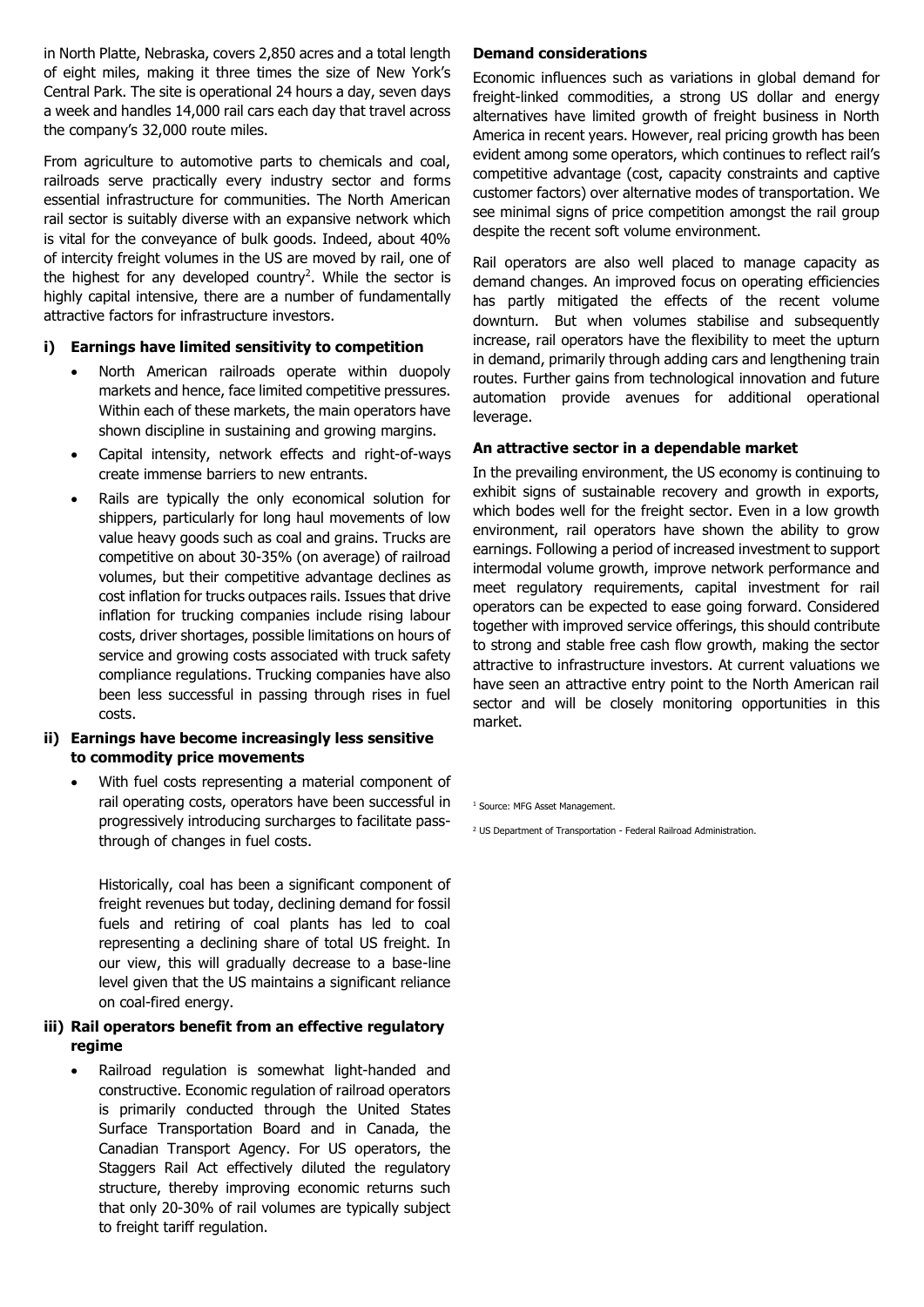in North Platte, Nebraska, covers 2,850 acres and a total length of eight miles, making it three times the size of New York's Central Park. The site is operational 24 hours a day, seven days a week and handles 14,000 rail cars each day that travel across the company's 32,000 route miles.

From agriculture to automotive parts to chemicals and coal, railroads serve practically every industry sector and forms essential infrastructure for communities. The North American rail sector is suitably diverse with an expansive network which is vital for the conveyance of bulk goods. Indeed, about 40% of intercity freight volumes in the US are moved by rail, one of the highest for any developed country[2]. While the sector is highly capital intensive, there are a number of fundamentally attractive factors for infrastructure investors.

### i) Earnings have limited sensitivity to competition

- North American railroads operate within duopoly markets and hence, face limited competitive pressures. Within each of these markets, the main operators have shown discipline in sustaining and growing margins.
- Capital intensity, network effects and right-of-ways create immense barriers to new entrants.
- Rails are typically the only economical solution for shippers, particularly for long haul movements of low value heavy goods such as coal and grains. Trucks are competitive on about 30-35% (on average) of railroad volumes, but their competitive advantage declines as cost inflation for trucks outpaces rails. Issues that drive inflation for trucking companies include rising labour costs, driver shortages, possible limitations on hours of service and growing costs associated with truck safety compliance regulations. Trucking companies have also been less successful in passing through rises in fuel costs.

### ii) Earnings have become increasingly less sensitive to commodity price movements

- With fuel costs representing a material component of rail operating costs, operators have been successful in progressively introducing surcharges to facilitate pass-through of changes in fuel costs.

  Historically, coal has been a significant component of freight revenues but today, declining demand for fossil fuels and retiring of coal plants has led to coal representing a declining share of total US freight. In our view, this will gradually decrease to a base-line level given that the US maintains a significant reliance on coal-fired energy.

### iii) Rail operators benefit from an effective regulatory regime

- Railroad regulation is somewhat light-handed and constructive. Economic regulation of railroad operators is primarily conducted through the United States Surface Transportation Board and in Canada, the Canadian Transport Agency. For US operators, the Staggers Rail Act effectively diluted the regulatory structure, thereby improving economic returns such that only 20-30% of rail volumes are typically subject to freight tariff regulation.

### Demand considerations

Economic influences such as variations in global demand for freight-linked commodities, a strong US dollar and energy alternatives have limited growth of freight business in North America in recent years. However, real pricing growth has been evident among some operators, which continues to reflect rail's competitive advantage (cost, capacity constraints and captive customer factors) over alternative modes of transportation. We see minimal signs of price competition amongst the rail group despite the recent soft volume environment.

Rail operators are also well placed to manage capacity as demand changes. An improved focus on operating efficiencies has partly mitigated the effects of the recent volume downturn. But when volumes stabilise and subsequently increase, rail operators have the flexibility to meet the upturn in demand, primarily through adding cars and lengthening train routes. Further gains from technological innovation and future automation provide avenues for additional operational leverage.

### An attractive sector in a dependable market

In the prevailing environment, the US economy is continuing to exhibit signs of sustainable recovery and growth in exports, which bodes well for the freight sector. Even in a low growth environment, rail operators have shown the ability to grow earnings. Following a period of increased investment to support intermodal volume growth, improve network performance and meet regulatory requirements, capital investment for rail operators can be expected to ease going forward. Considered together with improved service offerings, this should contribute to strong and stable free cash flow growth, making the sector attractive to infrastructure investors. At current valuations we have seen an attractive entry point to the North American rail sector and will be closely monitoring opportunities in this market.

[1] Source: MFG Asset Management.

[2] US Department of Transportation - Federal Railroad Administration.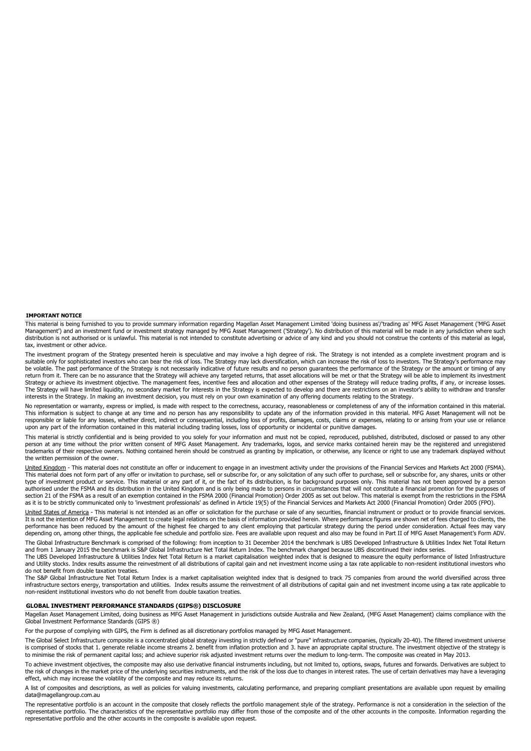## IMPORTANT NOTICE

This material is being furnished to you to provide summary information regarding Magellan Asset Management Limited 'doing business as'/'trading as' MFG Asset Management ('MFG Asset Management') and an investment fund or investment strategy managed by MFG Asset Management ('Strategy'). No distribution of this material will be made in any jurisdiction where such distribution is not authorised or is unlawful. This material is not intended to constitute advertising or advice of any kind and you should not construe the contents of this material as legal, tax, investment or other advice.

The investment program of the Strategy presented herein is speculative and may involve a high degree of risk. The Strategy is not intended as a complete investment program and is suitable only for sophisticated investors who can bear the risk of loss. The Strategy may lack diversification, which can increase the risk of loss to investors. The Strategy's performance may be volatile. The past performance of the Strategy is not necessarily indicative of future results and no person guarantees the performance of the Strategy or the amount or timing of any return from it. There can be no assurance that the Strategy will achieve any targeted returns, that asset allocations will be met or that the Strategy will be able to implement its investment Strategy or achieve its investment objective. The management fees, incentive fees and allocation and other expenses of the Strategy will reduce trading profits, if any, or increase losses. The Strategy will have limited liquidity, no secondary market for interests in the Strategy is expected to develop and there are restrictions on an investor's ability to withdraw and transfer interests in the Strategy. In making an investment decision, you must rely on your own examination of any offering documents relating to the Strategy.

No representation or warranty, express or implied, is made with respect to the correctness, accuracy, reasonableness or completeness of any of the information contained in this material. This information is subject to change at any time and no person has any responsibility to update any of the information provided in this material. MFG Asset Management will not be responsible or liable for any losses, whether direct, indirect or consequential, including loss of profits, damages, costs, claims or expenses, relating to or arising from your use or reliance upon any part of the information contained in this material including trading losses, loss of opportunity or incidental or punitive damages.

This material is strictly confidential and is being provided to you solely for your information and must not be copied, reproduced, published, distributed, disclosed or passed to any other person at any time without the prior written consent of MFG Asset Management. Any trademarks, logos, and service marks contained herein may be the registered and unregistered trademarks of their respective owners. Nothing contained herein should be construed as granting by implication, or otherwise, any licence or right to use any trademark displayed without the written permission of the owner.

United Kingdom - This material does not constitute an offer or inducement to engage in an investment activity under the provisions of the Financial Services and Markets Act 2000 (FSMA). This material does not form part of any offer or invitation to purchase, sell or subscribe for, or any solicitation of any such offer to purchase, sell or subscribe for, any shares, units or other type of investment product or service. This material or any part of it, or the fact of its distribution, is for background purposes only. This material has not been approved by a person authorised under the FSMA and its distribution in the United Kingdom and is only being made to persons in circumstances that will not constitute a financial promotion for the purposes of section 21 of the FSMA as a result of an exemption contained in the FSMA 2000 (Financial Promotion) Order 2005 as set out below. This material is exempt from the restrictions in the FSMA as it is to be strictly communicated only to 'investment professionals' as defined in Article 19(5) of the Financial Services and Markets Act 2000 (Financial Promotion) Order 2005 (FPO).

United States of America - This material is not intended as an offer or solicitation for the purchase or sale of any securities, financial instrument or product or to provide financial services. It is not the intention of MFG Asset Management to create legal relations on the basis of information provided herein. Where performance figures are shown net of fees charged to clients, the performance has been reduced by the amount of the highest fee charged to any client employing that particular strategy during the period under consideration. Actual fees may vary depending on, among other things, the applicable fee schedule and portfolio size. Fees are available upon request and also may be found in Part II of MFG Asset Management's Form ADV.

The Global Infrastructure Benchmark is comprised of the following: from inception to 31 December 2014 the benchmark is UBS Developed Infrastructure & Utilities Index Net Total Return and from 1 January 2015 the benchmark is S&P Global Infrastructure Net Total Return Index. The benchmark changed because UBS discontinued their index series.

The UBS Developed Infrastructure & Utilities Index Net Total Return is a market capitalisation weighted index that is designed to measure the equity performance of listed Infrastructure and Utility stocks. Index results assume the reinvestment of all distributions of capital gain and net investment income using a tax rate applicable to non-resident institutional investors who do not benefit from double taxation treaties.

The S&P Global Infrastructure Net Total Return Index is a market capitalisation weighted index that is designed to track 75 companies from around the world diversified across three infrastructure sectors energy, transportation and utilities. Index results assume the reinvestment of all distributions of capital gain and net investment income using a tax rate applicable to non-resident institutional investors who do not benefit from double taxation treaties.

## GLOBAL INVESTMENT PERFORMANCE STANDARDS (GIPS®) DISCLOSURE

Magellan Asset Management Limited, doing business as MFG Asset Management in jurisdictions outside Australia and New Zealand, (MFG Asset Management) claims compliance with the Global Investment Performance Standards (GIPS ®)

For the purpose of complying with GIPS, the Firm is defined as all discretionary portfolios managed by MFG Asset Management.

The Global Select Infrastructure composite is a concentrated global strategy investing in strictly defined or "pure" infrastructure companies, (typically 20-40). The filtered investment universe is comprised of stocks that 1. generate reliable income streams 2. benefit from inflation protection and 3. have an appropriate capital structure. The investment objective of the strategy is to minimise the risk of permanent capital loss; and achieve superior risk adjusted investment returns over the medium to long-term. The composite was created in May 2013.

To achieve investment objectives, the composite may also use derivative financial instruments including, but not limited to, options, swaps, futures and forwards. Derivatives are subject to the risk of changes in the market price of the underlying securities instruments, and the risk of the loss due to changes in interest rates. The use of certain derivatives may have a leveraging effect, which may increase the volatility of the composite and may reduce its returns.

A list of composites and descriptions, as well as policies for valuing investments, calculating performance, and preparing compliant presentations are available upon request by emailing data@magellangroup.com.au

The representative portfolio is an account in the composite that closely reflects the portfolio management style of the strategy. Performance is not a consideration in the selection of the representative portfolio. The characteristics of the representative portfolio may differ from those of the composite and of the other accounts in the composite. Information regarding the representative portfolio and the other accounts in the composite is available upon request.